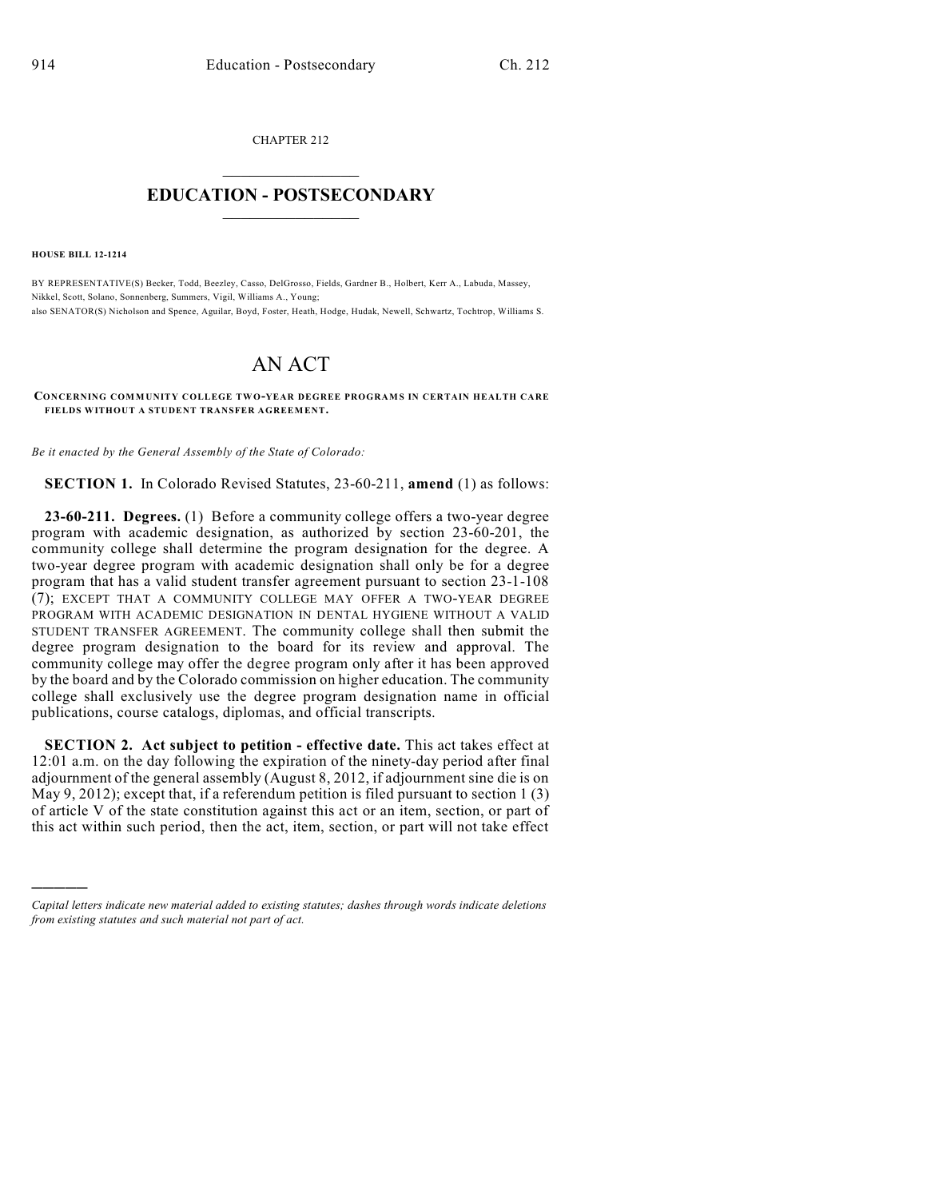CHAPTER 212

# EDUCATION - POSTSECONDARY

**HOUSE BILL 12-1214**

BY REPRESENTATIVE(S) Becker, Todd, Beezley, Casso, DelGrosso, Fields, Gardner B., Holbert, Kerr A., Labuda, Massey, Nikkel, Scott, Solano, Sonnenberg, Summers, Vigil, Williams A., Young;
also SENATOR(S) Nicholson and Spence, Aguilar, Boyd, Foster, Heath, Hodge, Hudak, Newell, Schwartz, Tochtrop, Williams S.

# AN ACT

**CONCERNING COMMUNITY COLLEGE TWO-YEAR DEGREE PROGRAMS IN CERTAIN HEALTH CARE FIELDS WITHOUT A STUDENT TRANSFER AGREEMENT.**

*Be it enacted by the General Assembly of the State of Colorado:*

**SECTION 1.** In Colorado Revised Statutes, 23-60-211, **amend** (1) as follows:

**23-60-211. Degrees.** (1) Before a community college offers a two-year degree program with academic designation, as authorized by section 23-60-201, the community college shall determine the program designation for the degree. A two-year degree program with academic designation shall only be for a degree program that has a valid student transfer agreement pursuant to section 23-1-108 (7); EXCEPT THAT A COMMUNITY COLLEGE MAY OFFER A TWO-YEAR DEGREE PROGRAM WITH ACADEMIC DESIGNATION IN DENTAL HYGIENE WITHOUT A VALID STUDENT TRANSFER AGREEMENT. The community college shall then submit the degree program designation to the board for its review and approval. The community college may offer the degree program only after it has been approved by the board and by the Colorado commission on higher education. The community college shall exclusively use the degree program designation name in official publications, course catalogs, diplomas, and official transcripts.

**SECTION 2. Act subject to petition - effective date.** This act takes effect at 12:01 a.m. on the day following the expiration of the ninety-day period after final adjournment of the general assembly (August 8, 2012, if adjournment sine die is on May 9, 2012); except that, if a referendum petition is filed pursuant to section 1 (3) of article V of the state constitution against this act or an item, section, or part of this act within such period, then the act, item, section, or part will not take effect

---

*Capital letters indicate new material added to existing statutes; dashes through words indicate deletions from existing statutes and such material not part of act.*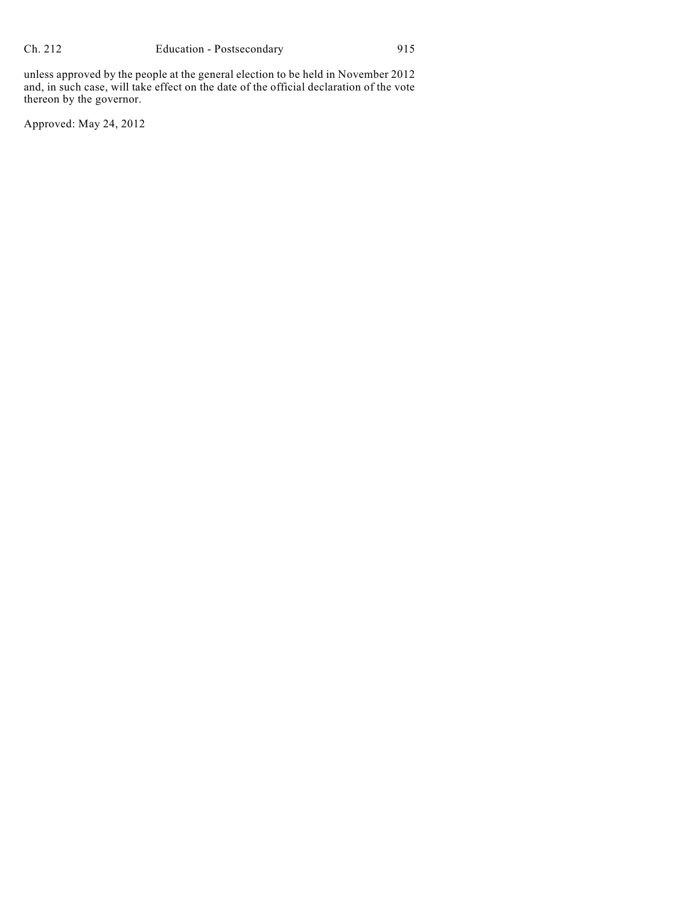unless approved by the people at the general election to be held in November 2012 and, in such case, will take effect on the date of the official declaration of the vote thereon by the governor.

Approved: May 24, 2012